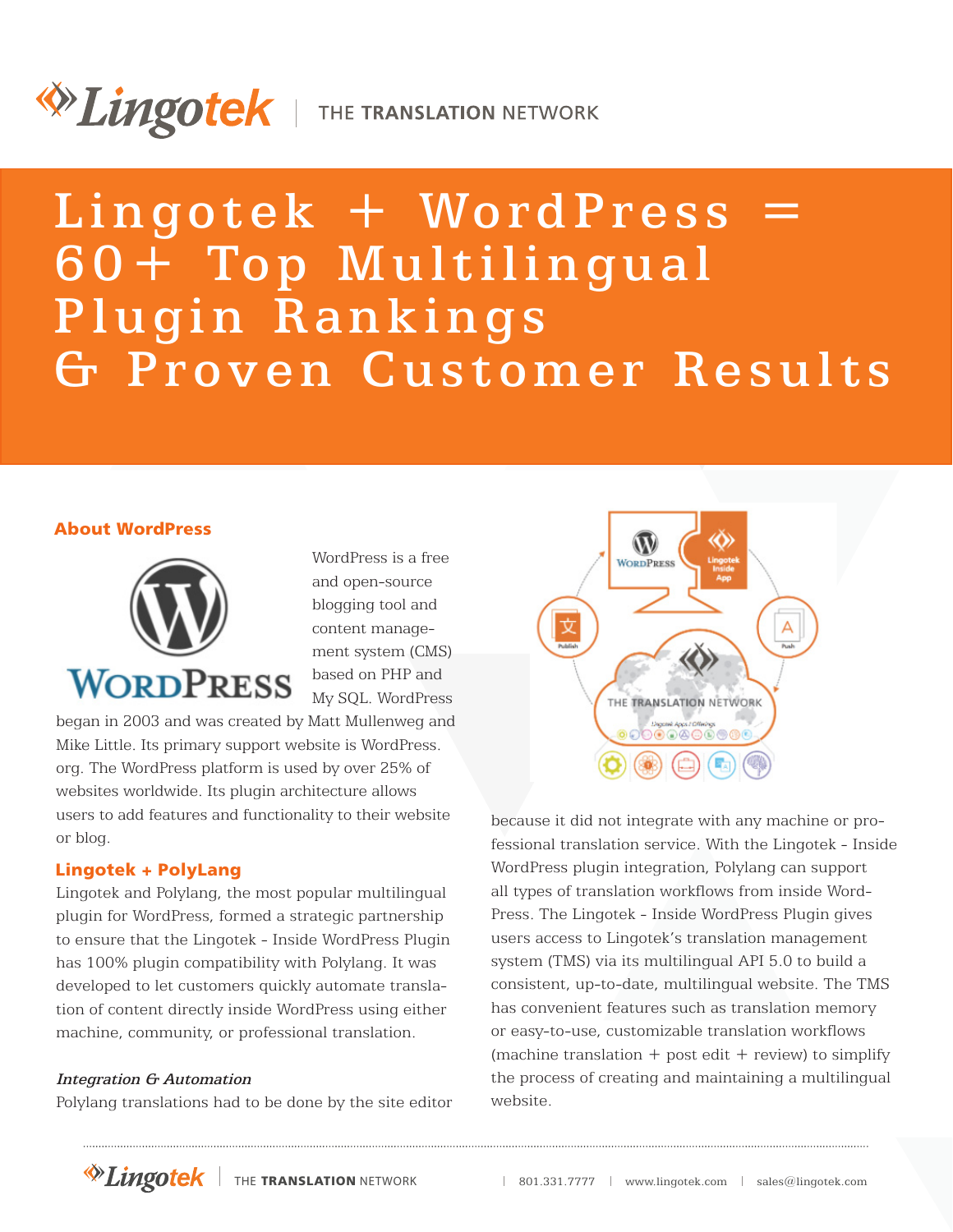# Lingotek + WordPress = 60+ Top Multilingual Plugin Rankings & Proven Customer Results

## About WordPress

WordPress is a free and open-source blogging tool and content management system (CMS) based on PHP and My SQL. WordPress began in 2003 and was created by Matt Mullenweg and Mike Little. Its primary support website is WordPress.org. The WordPress platform is used by over 25% of websites worldwide. Its plugin architecture allows users to add features and functionality to their website or blog.

## Lingotek + PolyLang

Lingotek and Polylang, the most popular multilingual plugin for WordPress, formed a strategic partnership to ensure that the Lingotek - Inside WordPress Plugin has 100% plugin compatibility with Polylang. It was developed to let customers quickly automate translation of content directly inside WordPress using either machine, community, or professional translation.

### *Integration & Automation*

Polylang translations had to be done by the site editor because it did not integrate with any machine or professional translation service. With the Lingotek - Inside WordPress plugin integration, Polylang can support all types of translation workflows from inside WordPress. The Lingotek - Inside WordPress Plugin gives users access to Lingotek's translation management system (TMS) via its multilingual API 5.0 to build a consistent, up-to-date, multilingual website. The TMS has convenient features such as translation memory or easy-to-use, customizable translation workflows (machine translation + post edit + review) to simplify the process of creating and maintaining a multilingual website.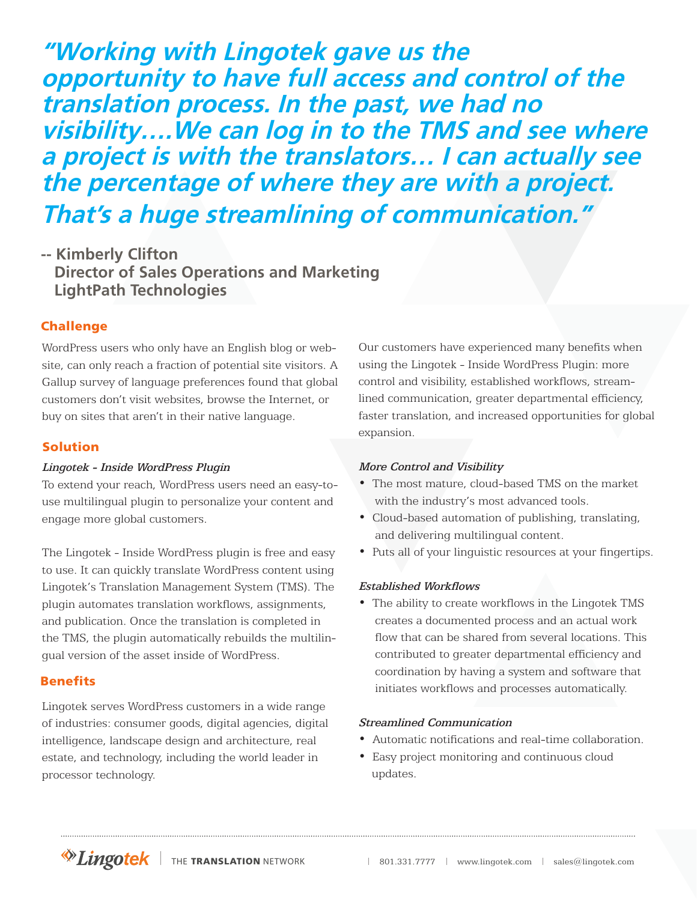> ***"Working with Lingotek gave us the opportunity to have full access and control of the translation process. In the past, we had no visibility....We can log in to the TMS and see where a project is with the translators... I can actually see the percentage of where they are with a project. That's a huge streamlining of communication."***

**-- Kimberly Clifton**
**Director of Sales Operations and Marketing**
**LightPath Technologies**

## Challenge

WordPress users who only have an English blog or website, can only reach a fraction of potential site visitors. A Gallup survey of language preferences found that global customers don't visit websites, browse the Internet, or buy on sites that aren't in their native language.

## Solution

***Lingotek - Inside WordPress Plugin***

To extend your reach, WordPress users need an easy-to-use multilingual plugin to personalize your content and engage more global customers.

The Lingotek - Inside WordPress plugin is free and easy to use. It can quickly translate WordPress content using Lingotek's Translation Management System (TMS). The plugin automates translation workflows, assignments, and publication. Once the translation is completed in the TMS, the plugin automatically rebuilds the multilingual version of the asset inside of WordPress.

## Benefits

Lingotek serves WordPress customers in a wide range of industries: consumer goods, digital agencies, digital intelligence, landscape design and architecture, real estate, and technology, including the world leader in processor technology.

Our customers have experienced many benefits when using the Lingotek - Inside WordPress Plugin: more control and visibility, established workflows, streamlined communication, greater departmental efficiency, faster translation, and increased opportunities for global expansion.

***More Control and Visibility***

- The most mature, cloud-based TMS on the market with the industry's most advanced tools.
- Cloud-based automation of publishing, translating, and delivering multilingual content.
- Puts all of your linguistic resources at your fingertips.

***Established Workflows***

- The ability to create workflows in the Lingotek TMS creates a documented process and an actual work flow that can be shared from several locations. This contributed to greater departmental efficiency and coordination by having a system and software that initiates workflows and processes automatically.

***Streamlined Communication***

- Automatic notifications and real-time collaboration.
- Easy project monitoring and continuous cloud updates.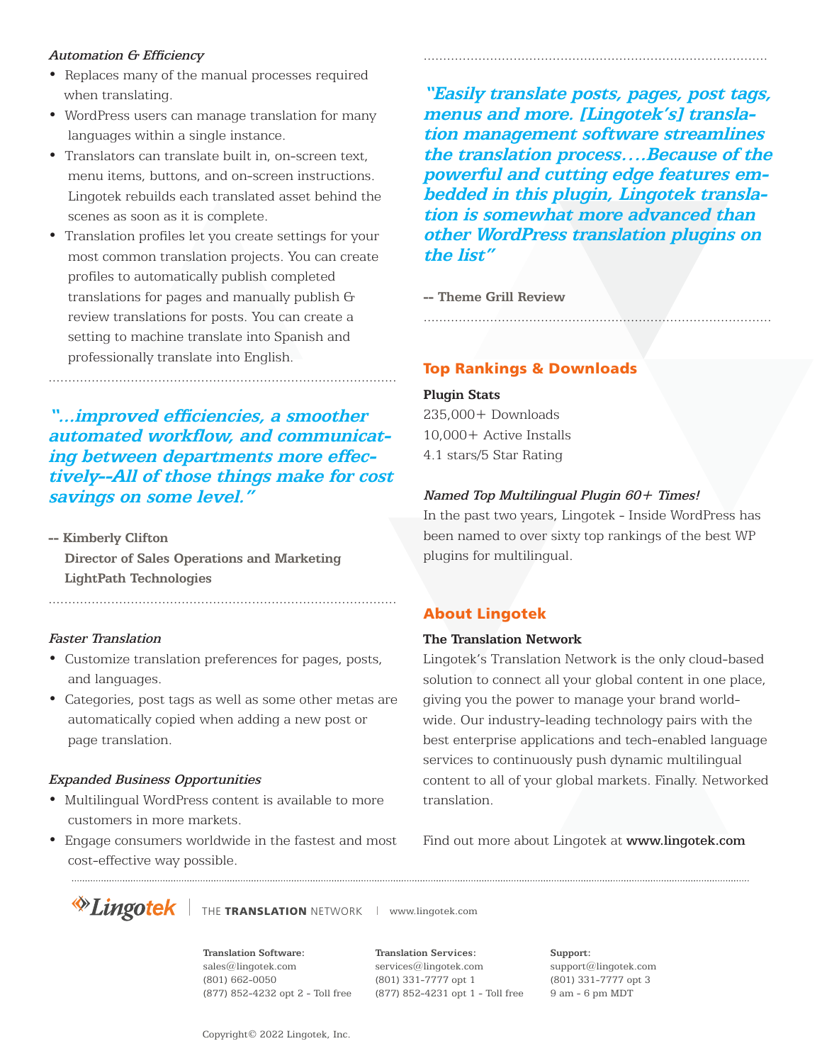*Automation & Efficiency*

- Replaces many of the manual processes required when translating.
- WordPress users can manage translation for many languages within a single instance.
- Translators can translate built in, on-screen text, menu items, buttons, and on-screen instructions. Lingotek rebuilds each translated asset behind the scenes as soon as it is complete.
- Translation profiles let you create settings for your most common translation projects. You can create profiles to automatically publish completed translations for pages and manually publish & review translations for posts. You can create a setting to machine translate into Spanish and professionally translate into English.

> ***"...improved efficiencies, a smoother automated workflow, and communicating between departments more effectively--All of those things make for cost savings on some level."***
>
> **-- Kimberly Clifton**
> **Director of Sales Operations and Marketing**
> **LightPath Technologies**

*Faster Translation*

- Customize translation preferences for pages, posts, and languages.
- Categories, post tags as well as some other metas are automatically copied when adding a new post or page translation.

*Expanded Business Opportunities*

- Multilingual WordPress content is available to more customers in more markets.
- Engage consumers worldwide in the fastest and most cost-effective way possible.

> ***"Easily translate posts, pages, post tags, menus and more. [Lingotek's] translation management software streamlines the translation process....Because of the powerful and cutting edge features embedded in this plugin, Lingotek translation is somewhat more advanced than other WordPress translation plugins on the list"***
>
> **-- Theme Grill Review**

## Top Rankings & Downloads

**Plugin Stats**

235,000+ Downloads
10,000+ Active Installs
4.1 stars/5 Star Rating

***Named Top Multilingual Plugin 60+ Times!***

In the past two years, Lingotek - Inside WordPress has been named to over sixty top rankings of the best WP plugins for multilingual.

## About Lingotek

**The Translation Network**

Lingotek's Translation Network is the only cloud-based solution to connect all your global content in one place, giving you the power to manage your brand worldwide. Our industry-leading technology pairs with the best enterprise applications and tech-enabled language services to continuously push dynamic multilingual content to all of your global markets. Finally. Networked translation.

Find out more about Lingotek at **www.lingotek.com**

Lingotek | THE **TRANSLATION** NETWORK | www.lingotek.com

**Translation Software:**
sales@lingotek.com
(801) 662-0050
(877) 852-4232 opt 2 - Toll free

**Translation Services:**
services@lingotek.com
(801) 331-7777 opt 1
(877) 852-4231 opt 1 - Toll free

**Support:**
support@lingotek.com
(801) 331-7777 opt 3
9 am - 6 pm MDT

Copyright© 2022 Lingotek, Inc.